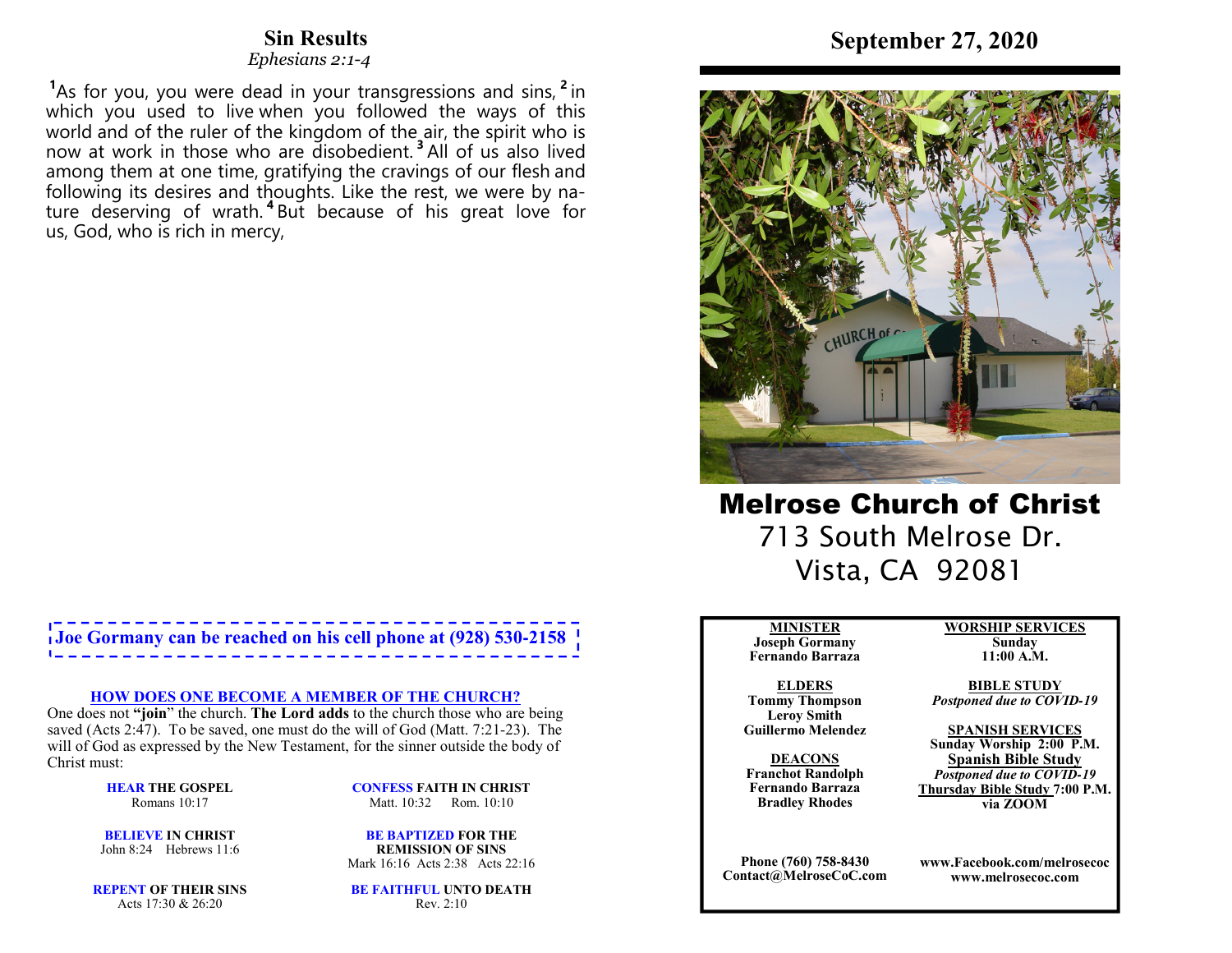## Sin Results

*Ephesians 2:1-4*

[1]As for you, you were dead in your transgressions and sins, [2] in which you used to live when you followed the ways of this world and of the ruler of the kingdom of the air, the spirit who is now at work in those who are disobedient. [3] All of us also lived among them at one time, gratifying the cravings of our flesh and following its desires and thoughts. Like the rest, we were by nature deserving of wrath. [4] But because of his great love for us, God, who is rich in mercy,

**Joe Gormany can be reached on his cell phone at (928) 530-2158**

**HOW DOES ONE BECOME A MEMBER OF THE CHURCH?**

One does not **"join"** the church. **The Lord adds** to the church those who are being saved (Acts 2:47). To be saved, one must do the will of God (Matt. 7:21-23). The will of God as expressed by the New Testament, for the sinner outside the body of Christ must:

**HEAR THE GOSPEL**
Romans 10:17

**BELIEVE IN CHRIST**
John 8:24 Hebrews 11:6

**REPENT OF THEIR SINS**
Acts 17:30 & 26:20

**CONFESS FAITH IN CHRIST**
Matt. 10:32 Rom. 10:10

**BE BAPTIZED FOR THE REMISSION OF SINS**
Mark 16:16 Acts 2:38 Acts 22:16

**BE FAITHFUL UNTO DEATH**
Rev. 2:10

# September 27, 2020

# Melrose Church of Christ

713 South Melrose Dr.
Vista, CA 92081

**MINISTER**
**Joseph Gormany**
**Fernando Barraza**

**ELDERS**
**Tommy Thompson**
**Leroy Smith**
**Guillermo Melendez**

**DEACONS**
**Franchot Randolph**
**Fernando Barraza**
**Bradley Rhodes**

**Phone (760) 758-8430**
**Contact@MelroseCoC.com**

**WORSHIP SERVICES**
**Sunday**
**11:00 A.M.**

**BIBLE STUDY**
***Postponed due to COVID-19***

**SPANISH SERVICES**
**Sunday Worship 2:00 P.M.**
**Spanish Bible Study**
***Postponed due to COVID-19***
**Thursday Bible Study 7:00 P.M. via ZOOM**

**www.Facebook.com/melrosecoc**
**www.melrosecoc.com**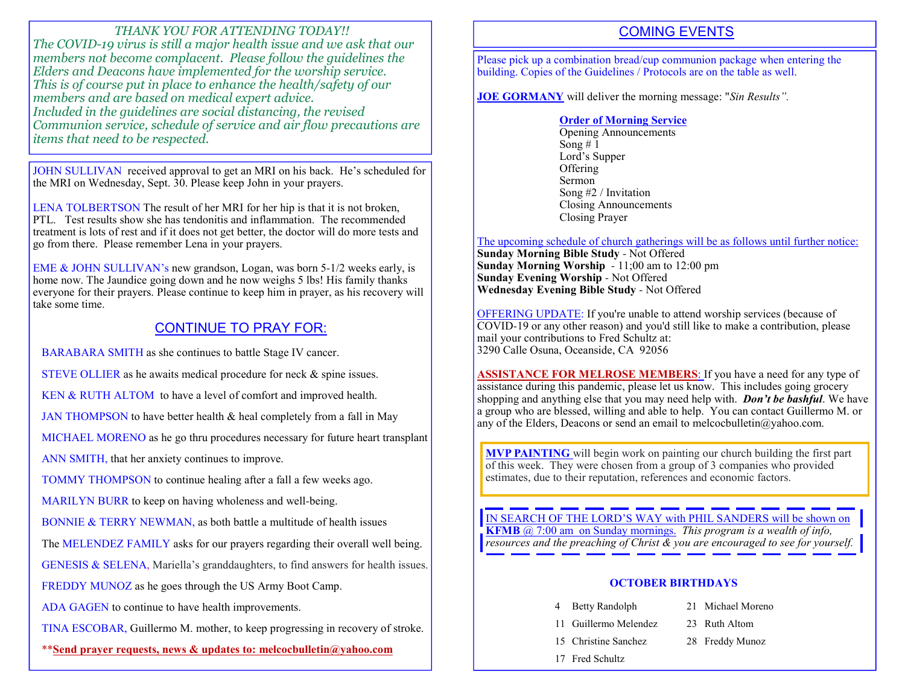*THANK YOU FOR ATTENDING TODAY!!*
*The COVID-19 virus is still a major health issue and we ask that our members not become complacent. Please follow the guidelines the Elders and Deacons have implemented for the worship service. This is of course put in place to enhance the health/safety of our members and are based on medical expert advice. Included in the guidelines are social distancing, the revised Communion service, schedule of service and air flow precautions are items that need to be respected.*

JOHN SULLIVAN received approval to get an MRI on his back. He's scheduled for the MRI on Wednesday, Sept. 30. Please keep John in your prayers.

LENA TOLBERTSON The result of her MRI for her hip is that it is not broken, PTL. Test results show she has tendonitis and inflammation. The recommended treatment is lots of rest and if it does not get better, the doctor will do more tests and go from there. Please remember Lena in your prayers.

EME & JOHN SULLIVAN's new grandson, Logan, was born 5-1/2 weeks early, is home now. The Jaundice going down and he now weighs 5 lbs! His family thanks everyone for their prayers. Please continue to keep him in prayer, as his recovery will take some time.

## CONTINUE TO PRAY FOR:

BARABARA SMITH as she continues to battle Stage IV cancer.

STEVE OLLIER as he awaits medical procedure for neck & spine issues.

KEN & RUTH ALTOM to have a level of comfort and improved health.

JAN THOMPSON to have better health & heal completely from a fall in May

MICHAEL MORENO as he go thru procedures necessary for future heart transplant

ANN SMITH, that her anxiety continues to improve.

TOMMY THOMPSON to continue healing after a fall a few weeks ago.

MARILYN BURR to keep on having wholeness and well-being.

BONNIE & TERRY NEWMAN, as both battle a multitude of health issues

The MELENDEZ FAMILY asks for our prayers regarding their overall well being.

GENESIS & SELENA, Mariella's granddaughters, to find answers for health issues.

FREDDY MUNOZ as he goes through the US Army Boot Camp.

ADA GAGEN to continue to have health improvements.

TINA ESCOBAR, Guillermo M. mother, to keep progressing in recovery of stroke.

****Send prayer requests, news & updates to: melcocbulletin@yahoo.com**

## COMING EVENTS

Please pick up a combination bread/cup communion package when entering the building. Copies of the Guidelines / Protocols are on the table as well.

**JOE GORMANY** will deliver the morning message: "*Sin Results".*

**Order of Morning Service**
Opening Announcements
Song # 1
Lord's Supper
Offering
Sermon
Song #2 / Invitation
Closing Announcements
Closing Prayer

The upcoming schedule of church gatherings will be as follows until further notice:
**Sunday Morning Bible Study** - Not Offered
**Sunday Morning Worship** - 11;00 am to 12:00 pm
**Sunday Evening Worship** - Not Offered
**Wednesday Evening Bible Study** - Not Offered

OFFERING UPDATE: If you're unable to attend worship services (because of COVID-19 or any other reason) and you'd still like to make a contribution, please mail your contributions to Fred Schultz at:
3290 Calle Osuna, Oceanside, CA 92056

**ASSISTANCE FOR MELROSE MEMBERS**: If you have a need for any type of assistance during this pandemic, please let us know. This includes going grocery shopping and anything else that you may need help with. ***Don't be bashful***. We have a group who are blessed, willing and able to help. You can contact Guillermo M. or any of the Elders, Deacons or send an email to melcocbulletin@yahoo.com.

**MVP PAINTING** will begin work on painting our church building the first part of this week. They were chosen from a group of 3 companies who provided estimates, due to their reputation, references and economic factors.

IN SEARCH OF THE LORD'S WAY with PHIL SANDERS will be shown on **KFMB** @ 7:00 am on Sunday mornings. *This program is a wealth of info, resources and the preaching of Christ & you are encouraged to see for yourself.*

### OCTOBER BIRTHDAYS

4 Betty Randolph
11 Guillermo Melendez
15 Christine Sanchez
17 Fred Schultz
21 Michael Moreno
23 Ruth Altom
28 Freddy Munoz